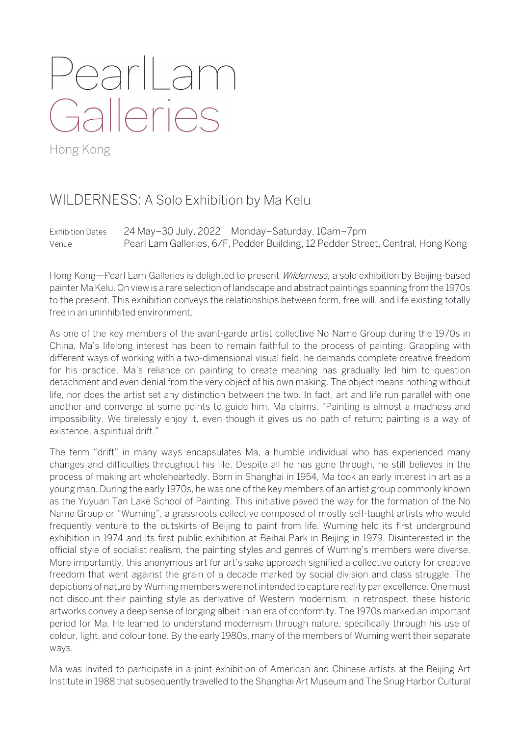# PearlLam Galleries

Hong Kong

## WILDERNESS: A Solo Exhibition by Ma Kelu

Exhibition Dates 24 May–30 July, 2022 Monday–Saturday, 10am–7pm
Venue Pearl Lam Galleries, 6/F, Pedder Building, 12 Pedder Street, Central, Hong Kong

Hong Kong—Pearl Lam Galleries is delighted to present *Wilderness*, a solo exhibition by Beijing-based painter Ma Kelu. On view is a rare selection of landscape and abstract paintings spanning from the 1970s to the present. This exhibition conveys the relationships between form, free will, and life existing totally free in an uninhibited environment.

As one of the key members of the avant-garde artist collective No Name Group during the 1970s in China, Ma's lifelong interest has been to remain faithful to the process of painting. Grappling with different ways of working with a two-dimensional visual field, he demands complete creative freedom for his practice. Ma's reliance on painting to create meaning has gradually led him to question detachment and even denial from the very object of his own making. The object means nothing without life, nor does the artist set any distinction between the two. In fact, art and life run parallel with one another and converge at some points to guide him. Ma claims, "Painting is almost a madness and impossibility. We tirelessly enjoy it, even though it gives us no path of return; painting is a way of existence, a spiritual drift."

The term "drift" in many ways encapsulates Ma, a humble individual who has experienced many changes and difficulties throughout his life. Despite all he has gone through, he still believes in the process of making art wholeheartedly. Born in Shanghai in 1954, Ma took an early interest in art as a young man. During the early 1970s, he was one of the key members of an artist group commonly known as the Yuyuan Tan Lake School of Painting. This initiative paved the way for the formation of the No Name Group or "Wuming", a grassroots collective composed of mostly self-taught artists who would frequently venture to the outskirts of Beijing to paint from life. Wuming held its first underground exhibition in 1974 and its first public exhibition at Beihai Park in Beijing in 1979. Disinterested in the official style of socialist realism, the painting styles and genres of Wuming's members were diverse. More importantly, this anonymous art for art's sake approach signified a collective outcry for creative freedom that went against the grain of a decade marked by social division and class struggle. The depictions of nature by Wuming members were not intended to capture reality par excellence. One must not discount their painting style as derivative of Western modernism; in retrospect, these historic artworks convey a deep sense of longing albeit in an era of conformity. The 1970s marked an important period for Ma. He learned to understand modernism through nature, specifically through his use of colour, light, and colour tone. By the early 1980s, many of the members of Wuming went their separate ways.

Ma was invited to participate in a joint exhibition of American and Chinese artists at the Beijing Art Institute in 1988 that subsequently travelled to the Shanghai Art Museum and The Snug Harbor Cultural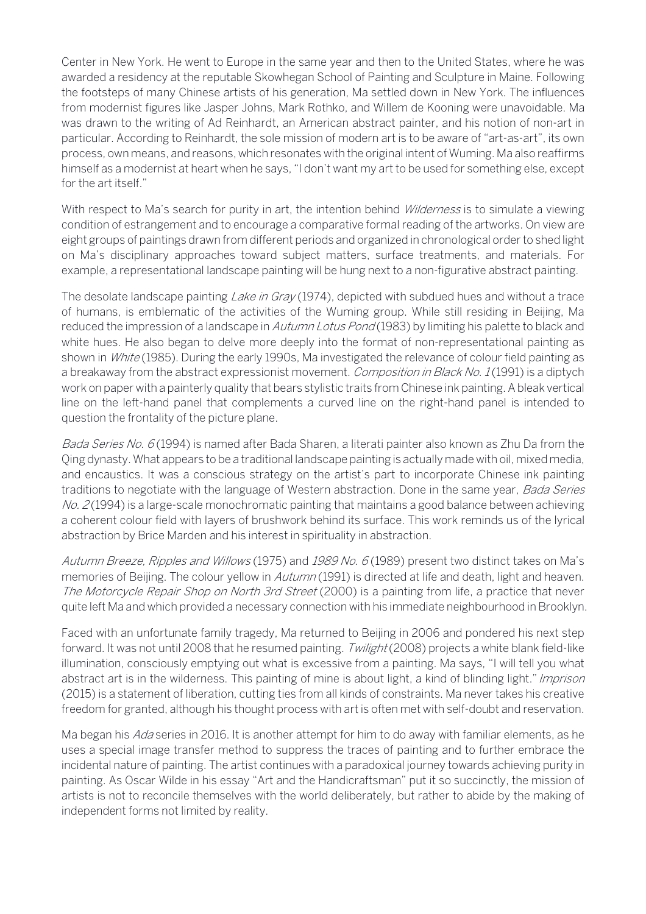Center in New York. He went to Europe in the same year and then to the United States, where he was awarded a residency at the reputable Skowhegan School of Painting and Sculpture in Maine. Following the footsteps of many Chinese artists of his generation, Ma settled down in New York. The influences from modernist figures like Jasper Johns, Mark Rothko, and Willem de Kooning were unavoidable. Ma was drawn to the writing of Ad Reinhardt, an American abstract painter, and his notion of non-art in particular. According to Reinhardt, the sole mission of modern art is to be aware of "art-as-art", its own process, own means, and reasons, which resonates with the original intent of Wuming. Ma also reaffirms himself as a modernist at heart when he says, "I don't want my art to be used for something else, except for the art itself."

With respect to Ma's search for purity in art, the intention behind *Wilderness* is to simulate a viewing condition of estrangement and to encourage a comparative formal reading of the artworks. On view are eight groups of paintings drawn from different periods and organized in chronological order to shed light on Ma's disciplinary approaches toward subject matters, surface treatments, and materials. For example, a representational landscape painting will be hung next to a non-figurative abstract painting.

The desolate landscape painting *Lake in Gray* (1974), depicted with subdued hues and without a trace of humans, is emblematic of the activities of the Wuming group. While still residing in Beijing, Ma reduced the impression of a landscape in *Autumn Lotus Pond* (1983) by limiting his palette to black and white hues. He also began to delve more deeply into the format of non-representational painting as shown in *White* (1985). During the early 1990s, Ma investigated the relevance of colour field painting as a breakaway from the abstract expressionist movement. *Composition in Black No. 1* (1991) is a diptych work on paper with a painterly quality that bears stylistic traits from Chinese ink painting. A bleak vertical line on the left-hand panel that complements a curved line on the right-hand panel is intended to question the frontality of the picture plane.

*Bada Series No. 6* (1994) is named after Bada Sharen, a literati painter also known as Zhu Da from the Qing dynasty. What appears to be a traditional landscape painting is actually made with oil, mixed media, and encaustics. It was a conscious strategy on the artist's part to incorporate Chinese ink painting traditions to negotiate with the language of Western abstraction. Done in the same year, *Bada Series No. 2* (1994) is a large-scale monochromatic painting that maintains a good balance between achieving a coherent colour field with layers of brushwork behind its surface. This work reminds us of the lyrical abstraction by Brice Marden and his interest in spirituality in abstraction.

*Autumn Breeze, Ripples and Willows* (1975) and *1989 No. 6* (1989) present two distinct takes on Ma's memories of Beijing. The colour yellow in *Autumn* (1991) is directed at life and death, light and heaven. *The Motorcycle Repair Shop on North 3rd Street* (2000) is a painting from life, a practice that never quite left Ma and which provided a necessary connection with his immediate neighbourhood in Brooklyn.

Faced with an unfortunate family tragedy, Ma returned to Beijing in 2006 and pondered his next step forward. It was not until 2008 that he resumed painting. *Twilight* (2008) projects a white blank field-like illumination, consciously emptying out what is excessive from a painting. Ma says, "I will tell you what abstract art is in the wilderness. This painting of mine is about light, a kind of blinding light." *Imprison* (2015) is a statement of liberation, cutting ties from all kinds of constraints. Ma never takes his creative freedom for granted, although his thought process with art is often met with self-doubt and reservation.

Ma began his *Ada* series in 2016. It is another attempt for him to do away with familiar elements, as he uses a special image transfer method to suppress the traces of painting and to further embrace the incidental nature of painting. The artist continues with a paradoxical journey towards achieving purity in painting. As Oscar Wilde in his essay "Art and the Handicraftsman" put it so succinctly, the mission of artists is not to reconcile themselves with the world deliberately, but rather to abide by the making of independent forms not limited by reality.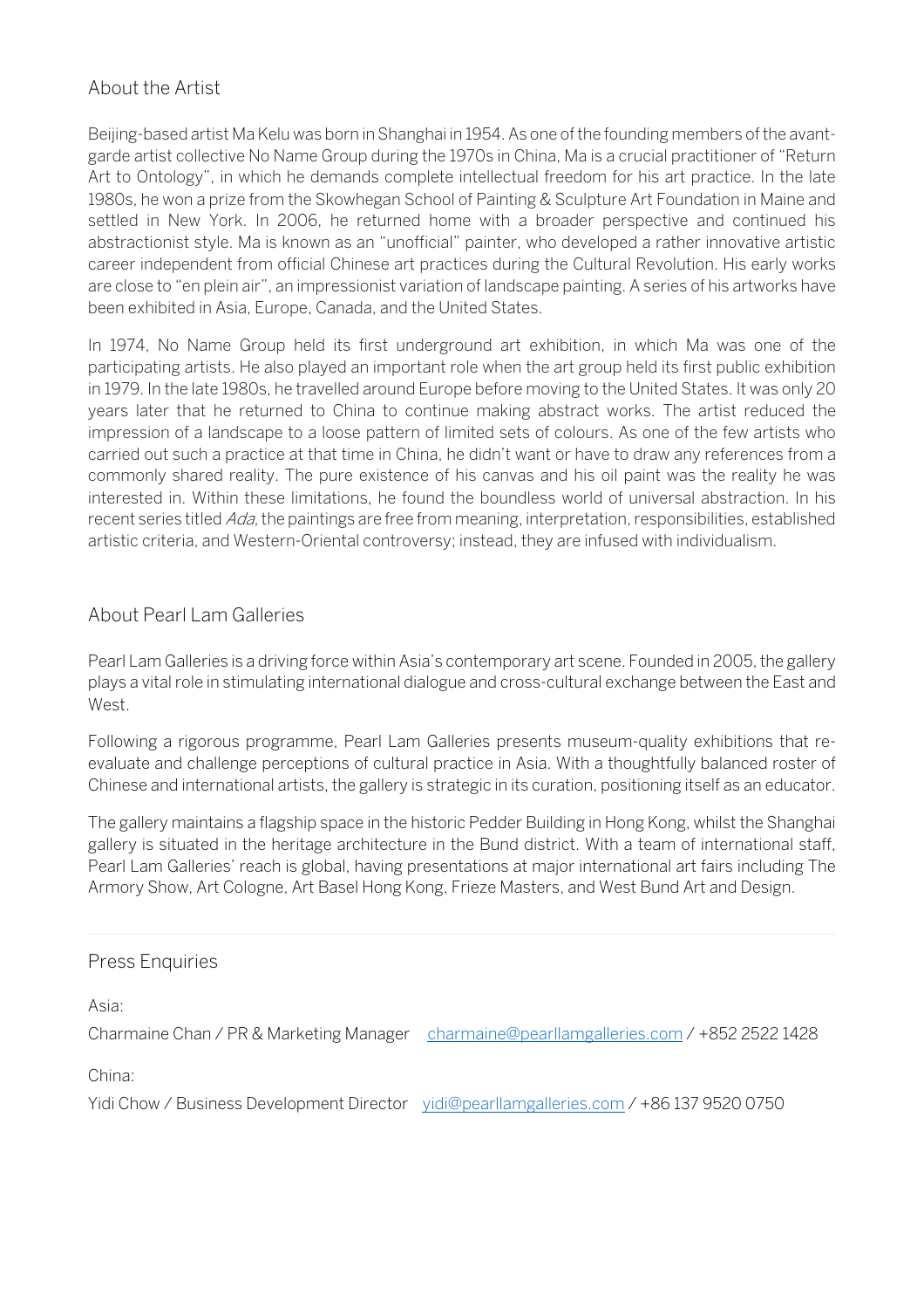## About the Artist

Beijing-based artist Ma Kelu was born in Shanghai in 1954. As one of the founding members of the avant-garde artist collective No Name Group during the 1970s in China, Ma is a crucial practitioner of "Return Art to Ontology", in which he demands complete intellectual freedom for his art practice. In the late 1980s, he won a prize from the Skowhegan School of Painting & Sculpture Art Foundation in Maine and settled in New York. In 2006, he returned home with a broader perspective and continued his abstractionist style. Ma is known as an "unofficial" painter, who developed a rather innovative artistic career independent from official Chinese art practices during the Cultural Revolution. His early works are close to "en plein air", an impressionist variation of landscape painting. A series of his artworks have been exhibited in Asia, Europe, Canada, and the United States.

In 1974, No Name Group held its first underground art exhibition, in which Ma was one of the participating artists. He also played an important role when the art group held its first public exhibition in 1979. In the late 1980s, he travelled around Europe before moving to the United States. It was only 20 years later that he returned to China to continue making abstract works. The artist reduced the impression of a landscape to a loose pattern of limited sets of colours. As one of the few artists who carried out such a practice at that time in China, he didn't want or have to draw any references from a commonly shared reality. The pure existence of his canvas and his oil paint was the reality he was interested in. Within these limitations, he found the boundless world of universal abstraction. In his recent series titled *Ada*, the paintings are free from meaning, interpretation, responsibilities, established artistic criteria, and Western-Oriental controversy; instead, they are infused with individualism.

## About Pearl Lam Galleries

Pearl Lam Galleries is a driving force within Asia's contemporary art scene. Founded in 2005, the gallery plays a vital role in stimulating international dialogue and cross-cultural exchange between the East and West.

Following a rigorous programme, Pearl Lam Galleries presents museum-quality exhibitions that re-evaluate and challenge perceptions of cultural practice in Asia. With a thoughtfully balanced roster of Chinese and international artists, the gallery is strategic in its curation, positioning itself as an educator.

The gallery maintains a flagship space in the historic Pedder Building in Hong Kong, whilst the Shanghai gallery is situated in the heritage architecture in the Bund district. With a team of international staff, Pearl Lam Galleries' reach is global, having presentations at major international art fairs including The Armory Show, Art Cologne, Art Basel Hong Kong, Frieze Masters, and West Bund Art and Design.

---

## Press Enquiries

Asia:

Charmaine Chan / PR & Marketing Manager charmaine@pearllamgalleries.com / +852 2522 1428

China:

Yidi Chow / Business Development Director yidi@pearllamgalleries.com / +86 137 9520 0750